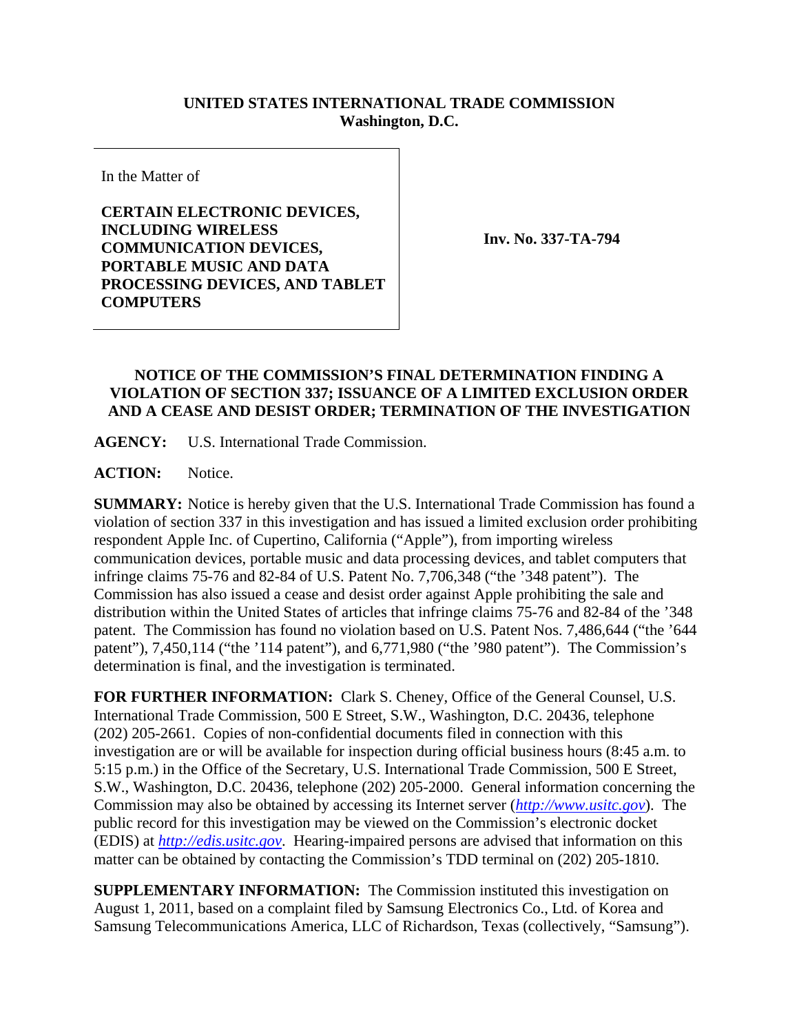**UNITED STATES INTERNATIONAL TRADE COMMISSION**
**Washington, D.C.**

| In the Matter of<br><br>**CERTAIN ELECTRONIC DEVICES, INCLUDING WIRELESS COMMUNICATION DEVICES, PORTABLE MUSIC AND DATA PROCESSING DEVICES, AND TABLET COMPUTERS** | **Inv. No. 337-TA-794** |
| --- | --- |

**NOTICE OF THE COMMISSION'S FINAL DETERMINATION FINDING A VIOLATION OF SECTION 337; ISSUANCE OF A LIMITED EXCLUSION ORDER AND A CEASE AND DESIST ORDER; TERMINATION OF THE INVESTIGATION**

**AGENCY:** U.S. International Trade Commission.

**ACTION:** Notice.

**SUMMARY:** Notice is hereby given that the U.S. International Trade Commission has found a violation of section 337 in this investigation and has issued a limited exclusion order prohibiting respondent Apple Inc. of Cupertino, California ("Apple"), from importing wireless communication devices, portable music and data processing devices, and tablet computers that infringe claims 75-76 and 82-84 of U.S. Patent No. 7,706,348 ("the '348 patent"). The Commission has also issued a cease and desist order against Apple prohibiting the sale and distribution within the United States of articles that infringe claims 75-76 and 82-84 of the '348 patent. The Commission has found no violation based on U.S. Patent Nos. 7,486,644 ("the '644 patent"), 7,450,114 ("the '114 patent"), and 6,771,980 ("the '980 patent"). The Commission's determination is final, and the investigation is terminated.

**FOR FURTHER INFORMATION:** Clark S. Cheney, Office of the General Counsel, U.S. International Trade Commission, 500 E Street, S.W., Washington, D.C. 20436, telephone (202) 205-2661. Copies of non-confidential documents filed in connection with this investigation are or will be available for inspection during official business hours (8:45 a.m. to 5:15 p.m.) in the Office of the Secretary, U.S. International Trade Commission, 500 E Street, S.W., Washington, D.C. 20436, telephone (202) 205-2000. General information concerning the Commission may also be obtained by accessing its Internet server (*http://www.usitc.gov*). The public record for this investigation may be viewed on the Commission's electronic docket (EDIS) at *http://edis.usitc.gov*. Hearing-impaired persons are advised that information on this matter can be obtained by contacting the Commission's TDD terminal on (202) 205-1810.

**SUPPLEMENTARY INFORMATION:** The Commission instituted this investigation on August 1, 2011, based on a complaint filed by Samsung Electronics Co., Ltd. of Korea and Samsung Telecommunications America, LLC of Richardson, Texas (collectively, "Samsung").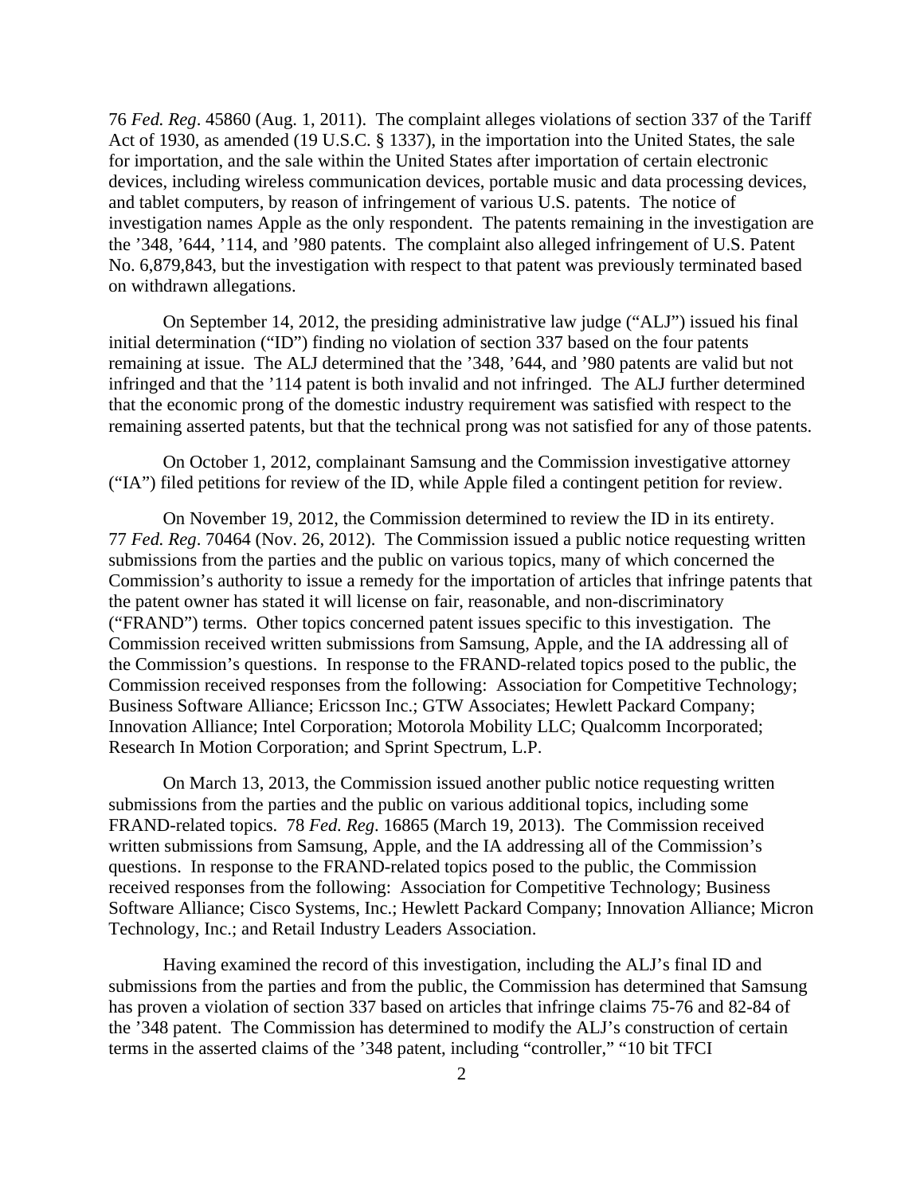76 *Fed. Reg*. 45860 (Aug. 1, 2011). The complaint alleges violations of section 337 of the Tariff Act of 1930, as amended (19 U.S.C. § 1337), in the importation into the United States, the sale for importation, and the sale within the United States after importation of certain electronic devices, including wireless communication devices, portable music and data processing devices, and tablet computers, by reason of infringement of various U.S. patents. The notice of investigation names Apple as the only respondent. The patents remaining in the investigation are the '348, '644, '114, and '980 patents. The complaint also alleged infringement of U.S. Patent No. 6,879,843, but the investigation with respect to that patent was previously terminated based on withdrawn allegations.

On September 14, 2012, the presiding administrative law judge ("ALJ") issued his final initial determination ("ID") finding no violation of section 337 based on the four patents remaining at issue. The ALJ determined that the '348, '644, and '980 patents are valid but not infringed and that the '114 patent is both invalid and not infringed. The ALJ further determined that the economic prong of the domestic industry requirement was satisfied with respect to the remaining asserted patents, but that the technical prong was not satisfied for any of those patents.

On October 1, 2012, complainant Samsung and the Commission investigative attorney ("IA") filed petitions for review of the ID, while Apple filed a contingent petition for review.

On November 19, 2012, the Commission determined to review the ID in its entirety. 77 *Fed. Reg*. 70464 (Nov. 26, 2012). The Commission issued a public notice requesting written submissions from the parties and the public on various topics, many of which concerned the Commission's authority to issue a remedy for the importation of articles that infringe patents that the patent owner has stated it will license on fair, reasonable, and non-discriminatory ("FRAND") terms. Other topics concerned patent issues specific to this investigation. The Commission received written submissions from Samsung, Apple, and the IA addressing all of the Commission's questions. In response to the FRAND-related topics posed to the public, the Commission received responses from the following: Association for Competitive Technology; Business Software Alliance; Ericsson Inc.; GTW Associates; Hewlett Packard Company; Innovation Alliance; Intel Corporation; Motorola Mobility LLC; Qualcomm Incorporated; Research In Motion Corporation; and Sprint Spectrum, L.P.

On March 13, 2013, the Commission issued another public notice requesting written submissions from the parties and the public on various additional topics, including some FRAND-related topics. 78 *Fed. Reg*. 16865 (March 19, 2013). The Commission received written submissions from Samsung, Apple, and the IA addressing all of the Commission's questions. In response to the FRAND-related topics posed to the public, the Commission received responses from the following: Association for Competitive Technology; Business Software Alliance; Cisco Systems, Inc.; Hewlett Packard Company; Innovation Alliance; Micron Technology, Inc.; and Retail Industry Leaders Association.

Having examined the record of this investigation, including the ALJ's final ID and submissions from the parties and from the public, the Commission has determined that Samsung has proven a violation of section 337 based on articles that infringe claims 75-76 and 82-84 of the '348 patent. The Commission has determined to modify the ALJ's construction of certain terms in the asserted claims of the '348 patent, including "controller," "10 bit TFCI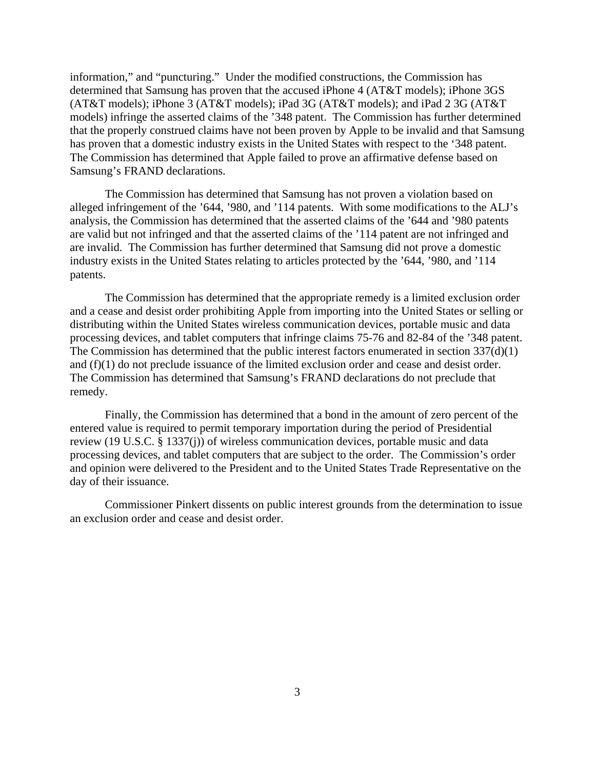information," and "puncturing." Under the modified constructions, the Commission has determined that Samsung has proven that the accused iPhone 4 (AT&T models); iPhone 3GS (AT&T models); iPhone 3 (AT&T models); iPad 3G (AT&T models); and iPad 2 3G (AT&T models) infringe the asserted claims of the '348 patent. The Commission has further determined that the properly construed claims have not been proven by Apple to be invalid and that Samsung has proven that a domestic industry exists in the United States with respect to the '348 patent. The Commission has determined that Apple failed to prove an affirmative defense based on Samsung's FRAND declarations.

The Commission has determined that Samsung has not proven a violation based on alleged infringement of the '644, '980, and '114 patents. With some modifications to the ALJ's analysis, the Commission has determined that the asserted claims of the '644 and '980 patents are valid but not infringed and that the asserted claims of the '114 patent are not infringed and are invalid. The Commission has further determined that Samsung did not prove a domestic industry exists in the United States relating to articles protected by the '644, '980, and '114 patents.

The Commission has determined that the appropriate remedy is a limited exclusion order and a cease and desist order prohibiting Apple from importing into the United States or selling or distributing within the United States wireless communication devices, portable music and data processing devices, and tablet computers that infringe claims 75-76 and 82-84 of the '348 patent. The Commission has determined that the public interest factors enumerated in section 337(d)(1) and (f)(1) do not preclude issuance of the limited exclusion order and cease and desist order. The Commission has determined that Samsung's FRAND declarations do not preclude that remedy.

Finally, the Commission has determined that a bond in the amount of zero percent of the entered value is required to permit temporary importation during the period of Presidential review (19 U.S.C. § 1337(j)) of wireless communication devices, portable music and data processing devices, and tablet computers that are subject to the order. The Commission's order and opinion were delivered to the President and to the United States Trade Representative on the day of their issuance.

Commissioner Pinkert dissents on public interest grounds from the determination to issue an exclusion order and cease and desist order.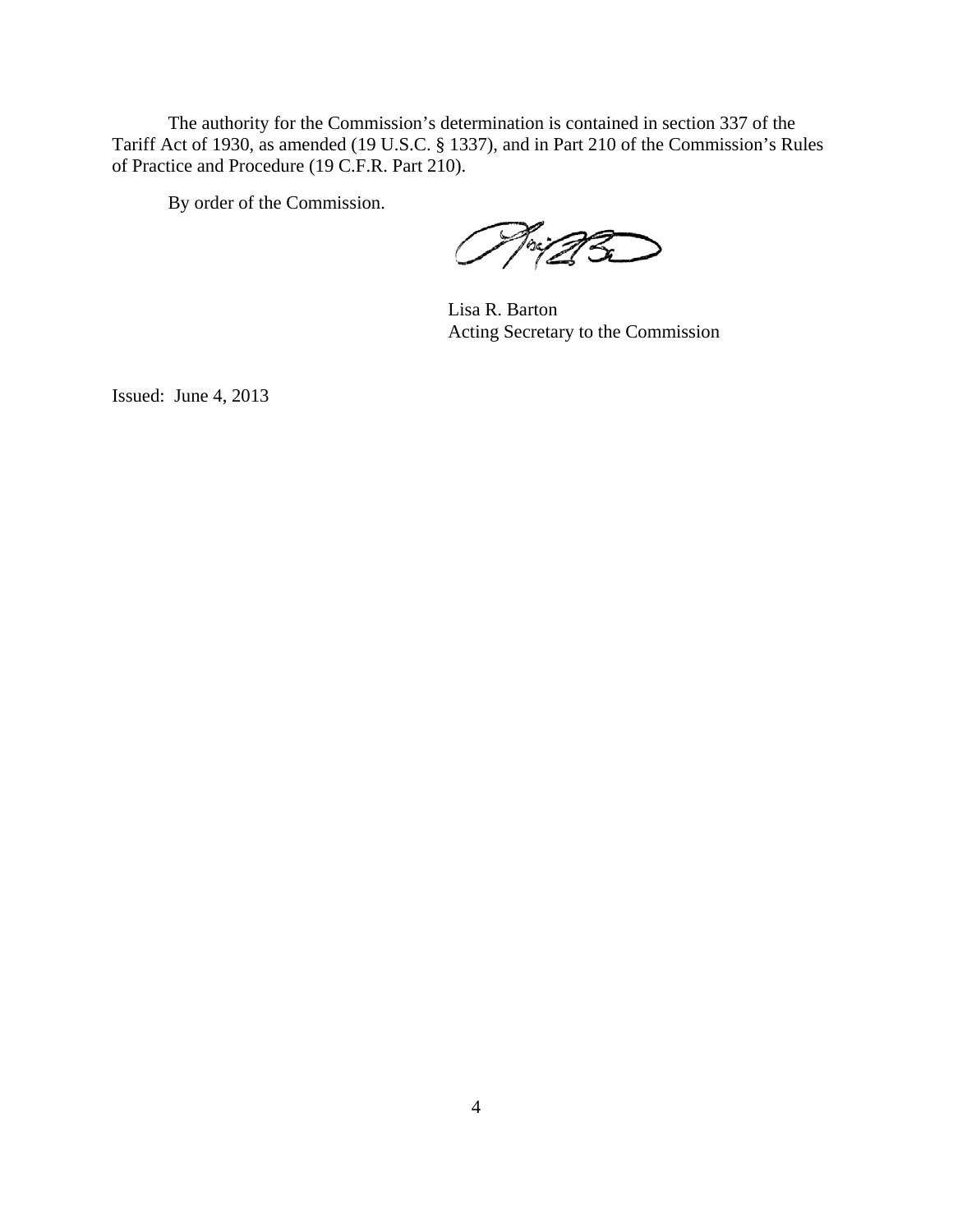The authority for the Commission's determination is contained in section 337 of the Tariff Act of 1930, as amended (19 U.S.C. § 1337), and in Part 210 of the Commission's Rules of Practice and Procedure (19 C.F.R. Part 210).

By order of the Commission.

Lisa R. Barton
Acting Secretary to the Commission

Issued: June 4, 2013